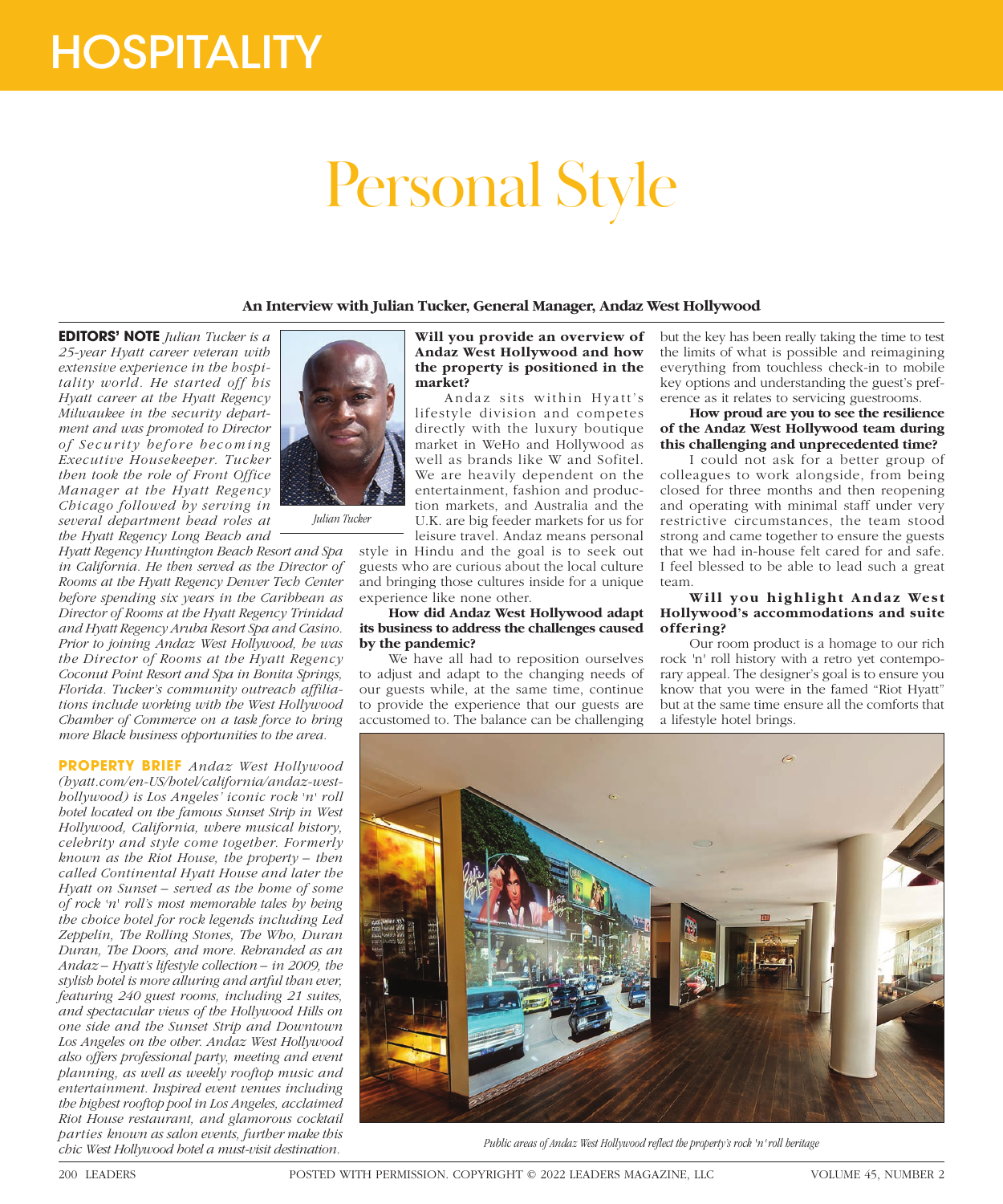# HOSPITALITY

# Personal Style

### An Interview with Julian Tucker, General Manager, Andaz West Hollywood

**EDITORS' NOTE** *Julian Tucker is a 25-year Hyatt career veteran with extensive experience in the hospitality world. He started off his Hyatt career at the Hyatt Regency Milwaukee in the security department and was promoted to Director of Security before becoming Executive Housekeeper. Tucker then took the role of Front Office Manager at the Hyatt Regency Chicago followed by serving in several department head roles at the Hyatt Regency Long Beach and Hyatt Regency Huntington Beach Resort and Spa in California. He then served as the Director of Rooms at the Hyatt Regency Denver Tech Center before spending six years in the Caribbean as Director of Rooms at the Hyatt Regency Trinidad and Hyatt Regency Aruba Resort Spa and Casino. Prior to joining Andaz West Hollywood, he was the Director of Rooms at the Hyatt Regency Coconut Point Resort and Spa in Bonita Springs, Florida. Tucker's community outreach affiliations include working with the West Hollywood Chamber of Commerce on a task force to bring more Black business opportunities to the area.*

*Julian Tucker*

**PROPERTY BRIEF** *Andaz West Hollywood (hyatt.com/en-US/hotel/california/andaz-west-hollywood) is Los Angeles' iconic rock 'n' roll hotel located on the famous Sunset Strip in West Hollywood, California, where musical history, celebrity and style come together. Formerly known as the Riot House, the property – then called Continental Hyatt House and later the Hyatt on Sunset – served as the home of some of rock 'n' roll's most memorable tales by being the choice hotel for rock legends including Led Zeppelin, The Rolling Stones, The Who, Duran Duran, The Doors, and more. Rebranded as an Andaz – Hyatt's lifestyle collection – in 2009, the stylish hotel is more alluring and artful than ever, featuring 240 guest rooms, including 21 suites, and spectacular views of the Hollywood Hills on one side and the Sunset Strip and Downtown Los Angeles on the other. Andaz West Hollywood also offers professional party, meeting and event planning, as well as weekly rooftop music and entertainment. Inspired event venues including the highest rooftop pool in Los Angeles, acclaimed Riot House restaurant, and glamorous cocktail parties known as salon events, further make this chic West Hollywood hotel a must-visit destination.*

**Will you provide an overview of Andaz West Hollywood and how the property is positioned in the market?**

Andaz sits within Hyatt's lifestyle division and competes directly with the luxury boutique market in WeHo and Hollywood as well as brands like W and Sofitel. We are heavily dependent on the entertainment, fashion and production markets, and Australia and the U.K. are big feeder markets for us for leisure travel. Andaz means personal style in Hindu and the goal is to seek out guests who are curious about the local culture and bringing those cultures inside for a unique experience like none other.

**How did Andaz West Hollywood adapt its business to address the challenges caused by the pandemic?**

We have all had to reposition ourselves to adjust and adapt to the changing needs of our guests while, at the same time, continue to provide the experience that our guests are accustomed to. The balance can be challenging but the key has been really taking the time to test the limits of what is possible and reimagining everything from touchless check-in to mobile key options and understanding the guest's preference as it relates to servicing guestrooms.

**How proud are you to see the resilience of the Andaz West Hollywood team during this challenging and unprecedented time?**

I could not ask for a better group of colleagues to work alongside, from being closed for three months and then reopening and operating with minimal staff under very restrictive circumstances, the team stood strong and came together to ensure the guests that we had in-house felt cared for and safe. I feel blessed to be able to lead such a great team.

**Will you highlight Andaz West Hollywood's accommodations and suite offering?**

Our room product is a homage to our rich rock 'n' roll history with a retro yet contemporary appeal. The designer's goal is to ensure you know that you were in the famed "Riot Hyatt" but at the same time ensure all the comforts that a lifestyle hotel brings.

*Public areas of Andaz West Hollywood reflect the property's rock 'n' roll heritage*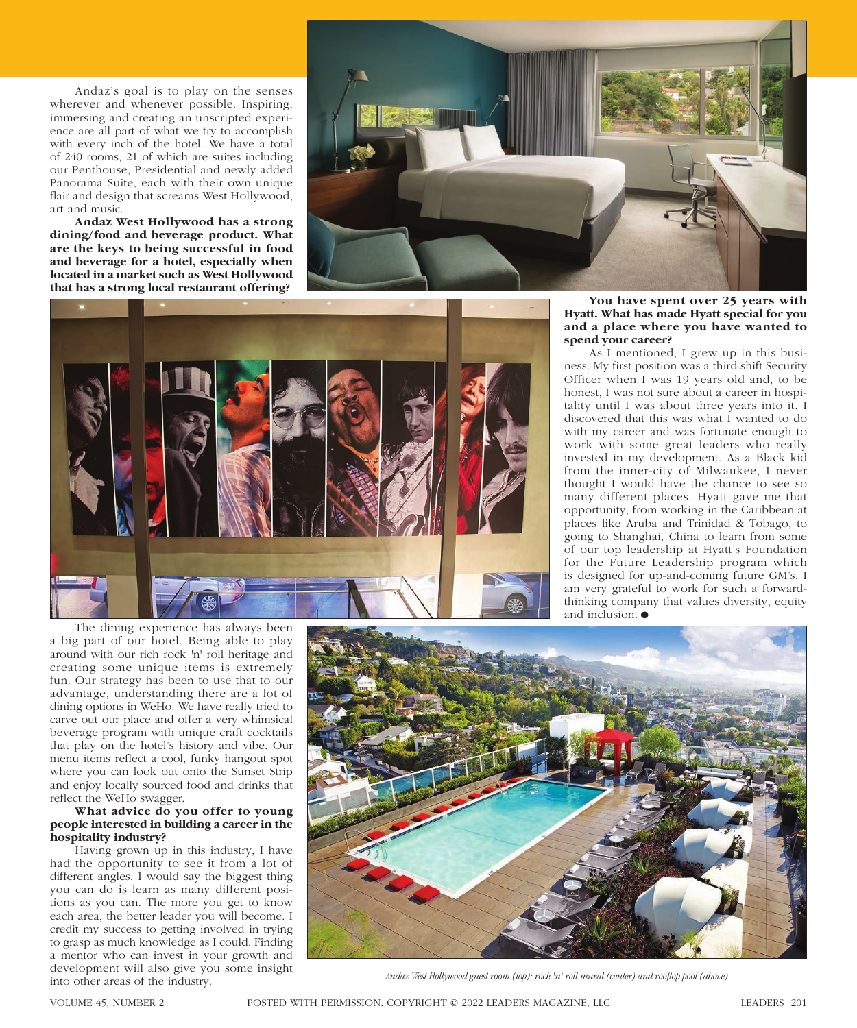Andaz's goal is to play on the senses wherever and whenever possible. Inspiring, immersing and creating an unscripted experience are all part of what we try to accomplish with every inch of the hotel. We have a total of 240 rooms, 21 of which are suites including our Penthouse, Presidential and newly added Panorama Suite, each with their own unique flair and design that screams West Hollywood, art and music.

**Andaz West Hollywood has a strong dining/food and beverage product. What are the keys to being successful in food and beverage for a hotel, especially when located in a market such as West Hollywood that has a strong local restaurant offering?**

The dining experience has always been a big part of our hotel. Being able to play around with our rich rock 'n' roll heritage and creating some unique items is extremely fun. Our strategy has been to use that to our advantage, understanding there are a lot of dining options in WeHo. We have really tried to carve out our place and offer a very whimsical beverage program with unique craft cocktails that play on the hotel's history and vibe. Our menu items reflect a cool, funky hangout spot where you can look out onto the Sunset Strip and enjoy locally sourced food and drinks that reflect the WeHo swagger.

**What advice do you offer to young people interested in building a career in the hospitality industry?**

Having grown up in this industry, I have had the opportunity to see it from a lot of different angles. I would say the biggest thing you can do is learn as many different positions as you can. The more you get to know each area, the better leader you will become. I credit my success to getting involved in trying to grasp as much knowledge as I could. Finding a mentor who can invest in your growth and development will also give you some insight into other areas of the industry.

**You have spent over 25 years with Hyatt. What has made Hyatt special for you and a place where you have wanted to spend your career?**

As I mentioned, I grew up in this business. My first position was a third shift Security Officer when I was 19 years old and, to be honest, I was not sure about a career in hospitality until I was about three years into it. I discovered that this was what I wanted to do with my career and was fortunate enough to work with some great leaders who really invested in my development. As a Black kid from the inner-city of Milwaukee, I never thought I would have the chance to see so many different places. Hyatt gave me that opportunity, from working in the Caribbean at places like Aruba and Trinidad & Tobago, to going to Shanghai, China to learn from some of our top leadership at Hyatt's Foundation for the Future Leadership program which is designed for up-and-coming future GM's. I am very grateful to work for such a forward-thinking company that values diversity, equity and inclusion. ●

*Andaz West Hollywood guest room (top); rock 'n' roll mural (center) and rooftop pool (above)*